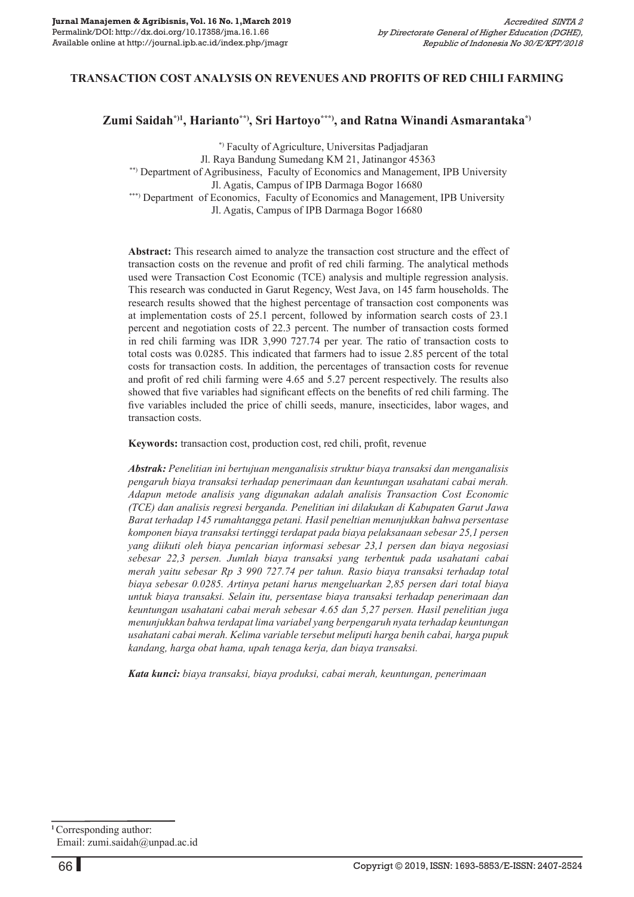# TRANSACTION COST ANALYSIS ON REVENUES AND PROFITS OF RED CHILI FARMING

**Zumi Saidah*)1, Harianto**), Sri Hartoyo***), and Ratna Winandi Asmarantaka*)**

*) Faculty of Agriculture, Universitas Padjadjaran
Jl. Raya Bandung Sumedang KM 21, Jatinangor 45363
**) Department of Agribusiness, Faculty of Economics and Management, IPB University
Jl. Agatis, Campus of IPB Darmaga Bogor 16680
***) Department of Economics, Faculty of Economics and Management, IPB University
Jl. Agatis, Campus of IPB Darmaga Bogor 16680

**Abstract:** This research aimed to analyze the transaction cost structure and the effect of transaction costs on the revenue and profit of red chili farming. The analytical methods used were Transaction Cost Economic (TCE) analysis and multiple regression analysis. This research was conducted in Garut Regency, West Java, on 145 farm households. The research results showed that the highest percentage of transaction cost components was at implementation costs of 25.1 percent, followed by information search costs of 23.1 percent and negotiation costs of 22.3 percent. The number of transaction costs formed in red chili farming was IDR 3,990 727.74 per year. The ratio of transaction costs to total costs was 0.0285. This indicated that farmers had to issue 2.85 percent of the total costs for transaction costs. In addition, the percentages of transaction costs for revenue and profit of red chili farming were 4.65 and 5.27 percent respectively. The results also showed that five variables had significant effects on the benefits of red chili farming. The five variables included the price of chilli seeds, manure, insecticides, labor wages, and transaction costs.

**Keywords:** transaction cost, production cost, red chili, profit, revenue

***Abstrak:*** *Penelitian ini bertujuan menganalisis struktur biaya transaksi dan menganalisis pengaruh biaya transaksi terhadap penerimaan dan keuntungan usahatani cabai merah. Adapun metode analisis yang digunakan adalah analisis Transaction Cost Economic (TCE) dan analisis regresi berganda. Penelitian ini dilakukan di Kabupaten Garut Jawa Barat terhadap 145 rumahtangga petani. Hasil peneltian menunjukkan bahwa persentase komponen biaya transaksi tertinggi terdapat pada biaya pelaksanaan sebesar 25,1 persen yang diikuti oleh biaya pencarian informasi sebesar 23,1 persen dan biaya negosiasi sebesar 22,3 persen. Jumlah biaya transaksi yang terbentuk pada usahatani cabai merah yaitu sebesar Rp 3 990 727.74 per tahun. Rasio biaya transaksi terhadap total biaya sebesar 0.0285. Artinya petani harus mengeluarkan 2,85 persen dari total biaya untuk biaya transaksi. Selain itu, persentase biaya transaksi terhadap penerimaan dan keuntungan usahatani cabai merah sebesar 4.65 dan 5,27 persen. Hasil penelitian juga menunjukkan bahwa terdapat lima variabel yang berpengaruh nyata terhadap keuntungan usahatani cabai merah. Kelima variable tersebut meliputi harga benih cabai, harga pupuk kandang, harga obat hama, upah tenaga kerja, dan biaya transaksi.*

***Kata kunci:*** *biaya transaksi, biaya produksi, cabai merah, keuntungan, penerimaan*

---

1 Corresponding author:
Email: zumi.saidah@unpad.ac.id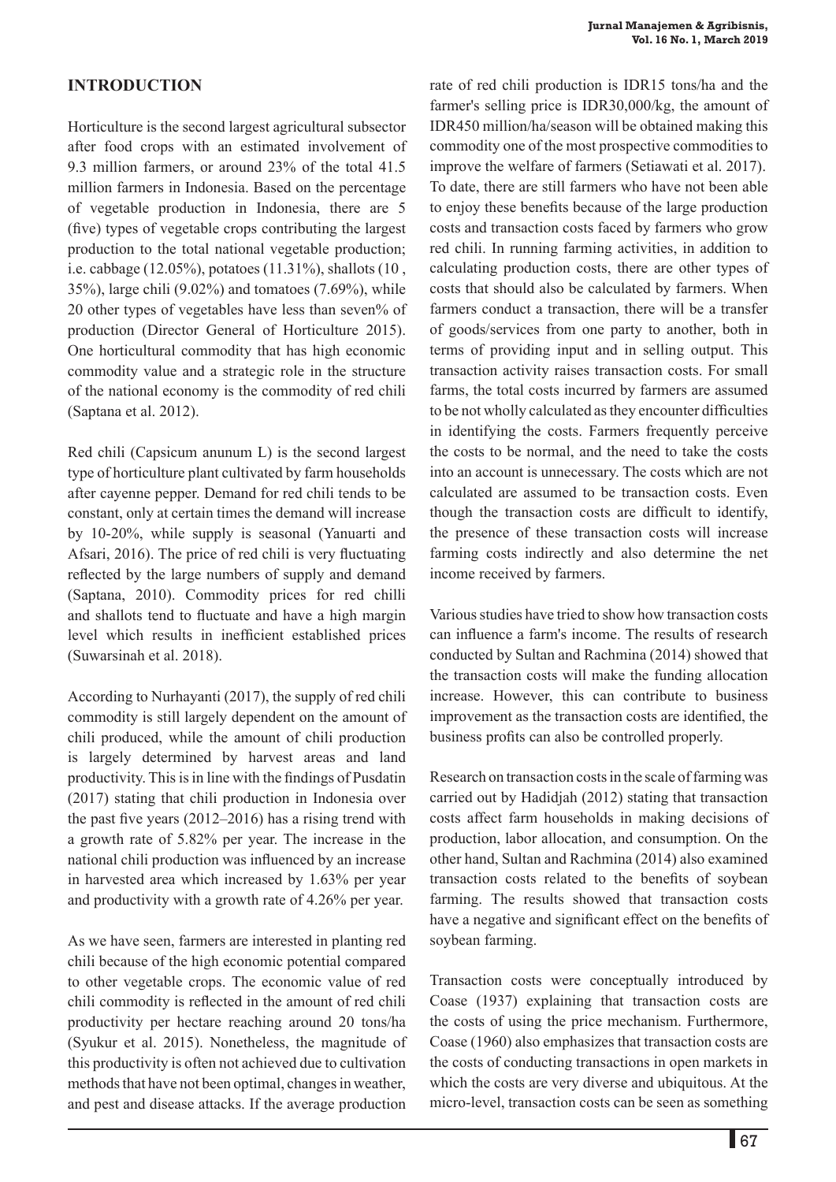## INTRODUCTION

Horticulture is the second largest agricultural subsector after food crops with an estimated involvement of 9.3 million farmers, or around 23% of the total 41.5 million farmers in Indonesia. Based on the percentage of vegetable production in Indonesia, there are 5 (five) types of vegetable crops contributing the largest production to the total national vegetable production; i.e. cabbage (12.05%), potatoes (11.31%), shallots (10 , 35%), large chili (9.02%) and tomatoes (7.69%), while 20 other types of vegetables have less than seven% of production (Director General of Horticulture 2015). One horticultural commodity that has high economic commodity value and a strategic role in the structure of the national economy is the commodity of red chili (Saptana et al. 2012).

Red chili (Capsicum anunum L) is the second largest type of horticulture plant cultivated by farm households after cayenne pepper. Demand for red chili tends to be constant, only at certain times the demand will increase by 10-20%, while supply is seasonal (Yanuarti and Afsari, 2016). The price of red chili is very fluctuating reflected by the large numbers of supply and demand (Saptana, 2010). Commodity prices for red chilli and shallots tend to fluctuate and have a high margin level which results in inefficient established prices (Suwarsinah et al. 2018).

According to Nurhayanti (2017), the supply of red chili commodity is still largely dependent on the amount of chili produced, while the amount of chili production is largely determined by harvest areas and land productivity. This is in line with the findings of Pusdatin (2017) stating that chili production in Indonesia over the past five years (2012–2016) has a rising trend with a growth rate of 5.82% per year. The increase in the national chili production was influenced by an increase in harvested area which increased by 1.63% per year and productivity with a growth rate of 4.26% per year.

As we have seen, farmers are interested in planting red chili because of the high economic potential compared to other vegetable crops. The economic value of red chili commodity is reflected in the amount of red chili productivity per hectare reaching around 20 tons/ha (Syukur et al. 2015). Nonetheless, the magnitude of this productivity is often not achieved due to cultivation methods that have not been optimal, changes in weather, and pest and disease attacks. If the average production rate of red chili production is IDR15 tons/ha and the farmer's selling price is IDR30,000/kg, the amount of IDR450 million/ha/season will be obtained making this commodity one of the most prospective commodities to improve the welfare of farmers (Setiawati et al. 2017). To date, there are still farmers who have not been able to enjoy these benefits because of the large production costs and transaction costs faced by farmers who grow red chili. In running farming activities, in addition to calculating production costs, there are other types of costs that should also be calculated by farmers. When farmers conduct a transaction, there will be a transfer of goods/services from one party to another, both in terms of providing input and in selling output. This transaction activity raises transaction costs. For small farms, the total costs incurred by farmers are assumed to be not wholly calculated as they encounter difficulties in identifying the costs. Farmers frequently perceive the costs to be normal, and the need to take the costs into an account is unnecessary. The costs which are not calculated are assumed to be transaction costs. Even though the transaction costs are difficult to identify, the presence of these transaction costs will increase farming costs indirectly and also determine the net income received by farmers.

Various studies have tried to show how transaction costs can influence a farm's income. The results of research conducted by Sultan and Rachmina (2014) showed that the transaction costs will make the funding allocation increase. However, this can contribute to business improvement as the transaction costs are identified, the business profits can also be controlled properly.

Research on transaction costs in the scale of farming was carried out by Hadidjah (2012) stating that transaction costs affect farm households in making decisions of production, labor allocation, and consumption. On the other hand, Sultan and Rachmina (2014) also examined transaction costs related to the benefits of soybean farming. The results showed that transaction costs have a negative and significant effect on the benefits of soybean farming.

Transaction costs were conceptually introduced by Coase (1937) explaining that transaction costs are the costs of using the price mechanism. Furthermore, Coase (1960) also emphasizes that transaction costs are the costs of conducting transactions in open markets in which the costs are very diverse and ubiquitous. At the micro-level, transaction costs can be seen as something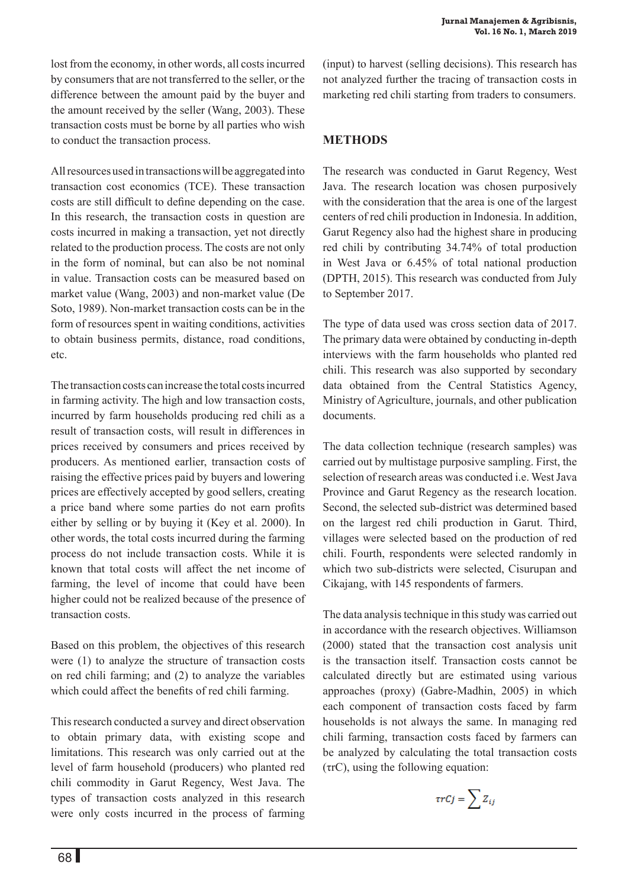lost from the economy, in other words, all costs incurred by consumers that are not transferred to the seller, or the difference between the amount paid by the buyer and the amount received by the seller (Wang, 2003). These transaction costs must be borne by all parties who wish to conduct the transaction process.

All resources used in transactions will be aggregated into transaction cost economics (TCE). These transaction costs are still difficult to define depending on the case. In this research, the transaction costs in question are costs incurred in making a transaction, yet not directly related to the production process. The costs are not only in the form of nominal, but can also be not nominal in value. Transaction costs can be measured based on market value (Wang, 2003) and non-market value (De Soto, 1989). Non-market transaction costs can be in the form of resources spent in waiting conditions, activities to obtain business permits, distance, road conditions, etc.

The transaction costs can increase the total costs incurred in farming activity. The high and low transaction costs, incurred by farm households producing red chili as a result of transaction costs, will result in differences in prices received by consumers and prices received by producers. As mentioned earlier, transaction costs of raising the effective prices paid by buyers and lowering prices are effectively accepted by good sellers, creating a price band where some parties do not earn profits either by selling or by buying it (Key et al. 2000). In other words, the total costs incurred during the farming process do not include transaction costs. While it is known that total costs will affect the net income of farming, the level of income that could have been higher could not be realized because of the presence of transaction costs.

Based on this problem, the objectives of this research were (1) to analyze the structure of transaction costs on red chili farming; and (2) to analyze the variables which could affect the benefits of red chili farming.

This research conducted a survey and direct observation to obtain primary data, with existing scope and limitations. This research was only carried out at the level of farm household (producers) who planted red chili commodity in Garut Regency, West Java. The types of transaction costs analyzed in this research were only costs incurred in the process of farming (input) to harvest (selling decisions). This research has not analyzed further the tracing of transaction costs in marketing red chili starting from traders to consumers.

## METHODS

The research was conducted in Garut Regency, West Java. The research location was chosen purposively with the consideration that the area is one of the largest centers of red chili production in Indonesia. In addition, Garut Regency also had the highest share in producing red chili by contributing 34.74% of total production in West Java or 6.45% of total national production (DPTH, 2015). This research was conducted from July to September 2017.

The type of data used was cross section data of 2017. The primary data were obtained by conducting in-depth interviews with the farm households who planted red chili. This research was also supported by secondary data obtained from the Central Statistics Agency, Ministry of Agriculture, journals, and other publication documents.

The data collection technique (research samples) was carried out by multistage purposive sampling. First, the selection of research areas was conducted i.e. West Java Province and Garut Regency as the research location. Second, the selected sub-district was determined based on the largest red chili production in Garut. Third, villages were selected based on the production of red chili. Fourth, respondents were selected randomly in which two sub-districts were selected, Cisurupan and Cikajang, with 145 respondents of farmers.

The data analysis technique in this study was carried out in accordance with the research objectives. Williamson (2000) stated that the transaction cost analysis unit is the transaction itself. Transaction costs cannot be calculated directly but are estimated using various approaches (proxy) (Gabre-Madhin, 2005) in which each component of transaction costs faced by farm households is not always the same. In managing red chili farming, transaction costs faced by farmers can be analyzed by calculating the total transaction costs ($\tau rC$), using the following equation:

$$\tau rCj = \sum Z_{ij}$$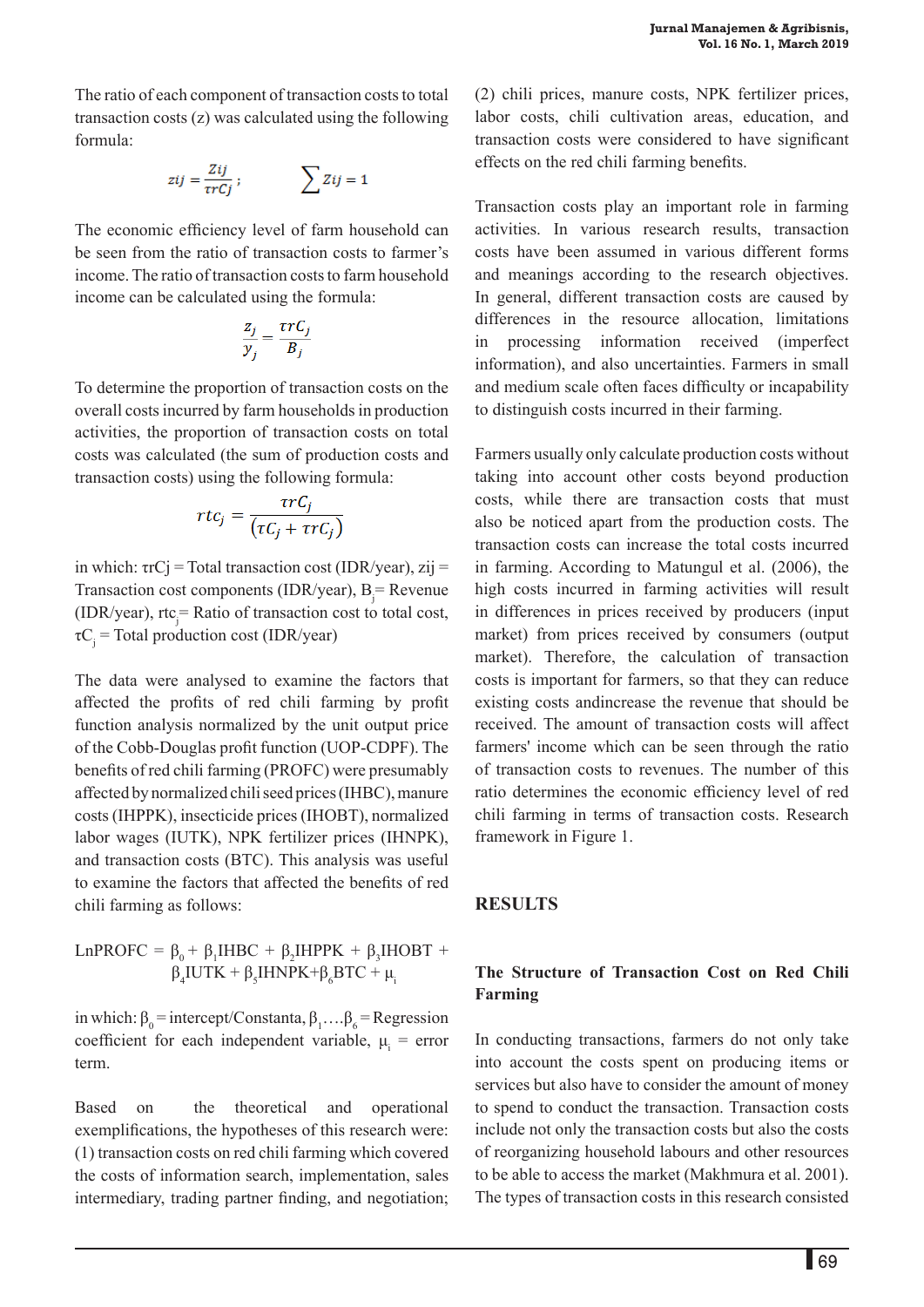The ratio of each component of transaction costs to total transaction costs (z) was calculated using the following formula:

$$zij = \frac{Zij}{\tau rCj}; \qquad \sum Zij = 1$$

The economic efficiency level of farm household can be seen from the ratio of transaction costs to farmer's income. The ratio of transaction costs to farm household income can be calculated using the formula:

$$\frac{z_j}{y_j} = \frac{\tau rC_j}{B_j}$$

To determine the proportion of transaction costs on the overall costs incurred by farm households in production activities, the proportion of transaction costs on total costs was calculated (the sum of production costs and transaction costs) using the following formula:

$$rtc_j = \frac{\tau rC_j}{(\tau C_j + \tau rC_j)}$$

in which: τrCj = Total transaction cost (IDR/year), zij = Transaction cost components (IDR/year), $B_j$ = Revenue (IDR/year), $rtc_j$ = Ratio of transaction cost to total cost, $\tau C_j$ = Total production cost (IDR/year)

The data were analysed to examine the factors that affected the profits of red chili farming by profit function analysis normalized by the unit output price of the Cobb-Douglas profit function (UOP-CDPF). The benefits of red chili farming (PROFC) were presumably affected by normalized chili seed prices (IHBC), manure costs (IHPPK), insecticide prices (IHOBT), normalized labor wages (IUTK), NPK fertilizer prices (IHNPK), and transaction costs (BTC). This analysis was useful to examine the factors that affected the benefits of red chili farming as follows:

$$\text{LnPROFC} = \beta_0 + \beta_1\text{IHBC} + \beta_2\text{IHPPK} + \beta_3\text{IHOBT} + \beta_4\text{IUTK} + \beta_5\text{IHNPK} + \beta_6\text{BTC} + \mu_i$$

in which: $\beta_0$ = intercept/Constanta, $\beta_1 \ldots \beta_6$ = Regression coefficient for each independent variable, $\mu_i$ = error term.

Based on the theoretical and operational exemplifications, the hypotheses of this research were: (1) transaction costs on red chili farming which covered the costs of information search, implementation, sales intermediary, trading partner finding, and negotiation; (2) chili prices, manure costs, NPK fertilizer prices, labor costs, chili cultivation areas, education, and transaction costs were considered to have significant effects on the red chili farming benefits.

Transaction costs play an important role in farming activities. In various research results, transaction costs have been assumed in various different forms and meanings according to the research objectives. In general, different transaction costs are caused by differences in the resource allocation, limitations in processing information received (imperfect information), and also uncertainties. Farmers in small and medium scale often faces difficulty or incapability to distinguish costs incurred in their farming.

Farmers usually only calculate production costs without taking into account other costs beyond production costs, while there are transaction costs that must also be noticed apart from the production costs. The transaction costs can increase the total costs incurred in farming. According to Matungul et al. (2006), the high costs incurred in farming activities will result in differences in prices received by producers (input market) from prices received by consumers (output market). Therefore, the calculation of transaction costs is important for farmers, so that they can reduce existing costs andincrease the revenue that should be received. The amount of transaction costs will affect farmers' income which can be seen through the ratio of transaction costs to revenues. The number of this ratio determines the economic efficiency level of red chili farming in terms of transaction costs. Research framework in Figure 1.

## RESULTS

### The Structure of Transaction Cost on Red Chili Farming

In conducting transactions, farmers do not only take into account the costs spent on producing items or services but also have to consider the amount of money to spend to conduct the transaction. Transaction costs include not only the transaction costs but also the costs of reorganizing household labours and other resources to be able to access the market (Makhmura et al. 2001). The types of transaction costs in this research consisted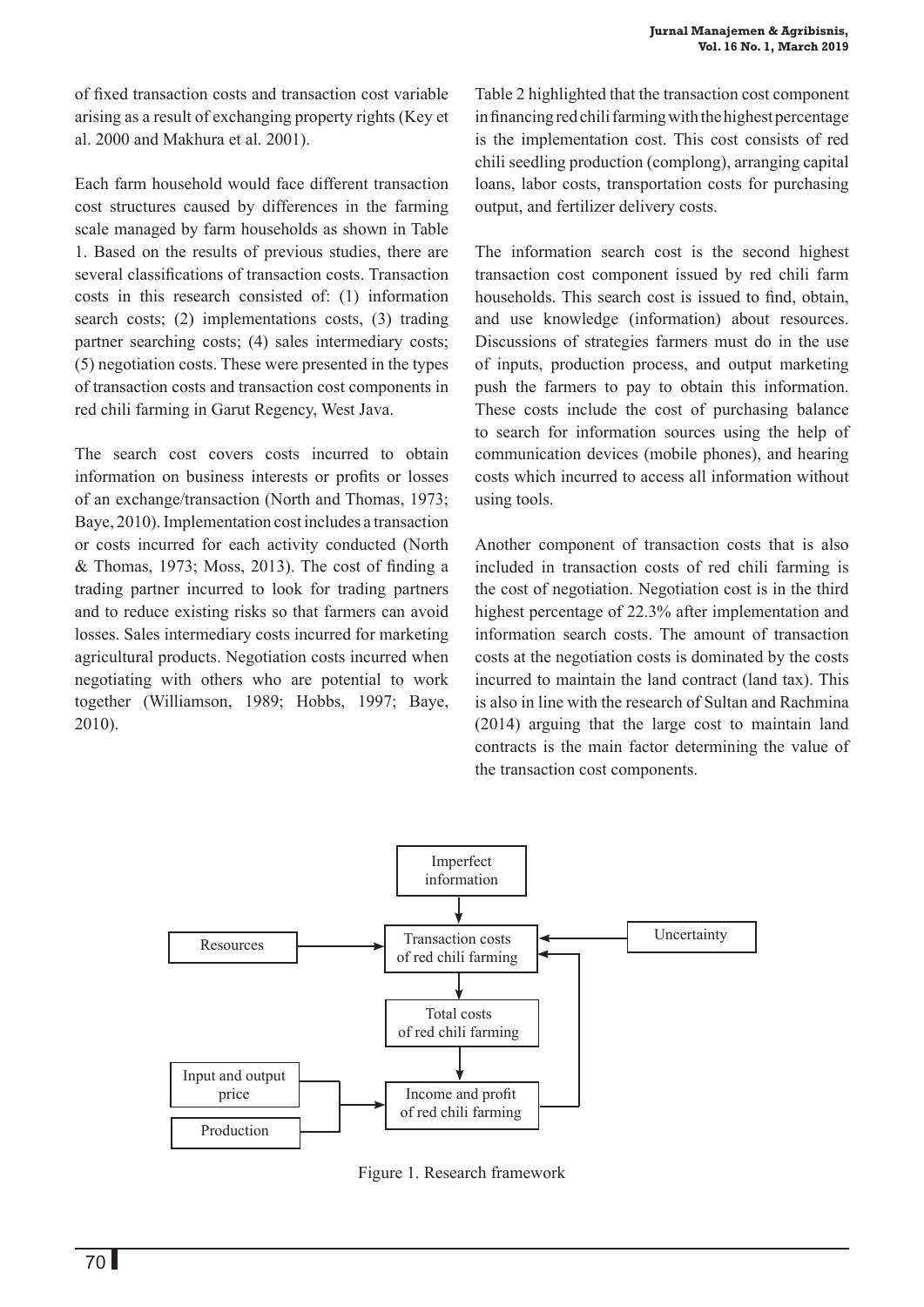of fixed transaction costs and transaction cost variable arising as a result of exchanging property rights (Key et al. 2000 and Makhura et al. 2001).

Each farm household would face different transaction cost structures caused by differences in the farming scale managed by farm households as shown in Table 1. Based on the results of previous studies, there are several classifications of transaction costs. Transaction costs in this research consisted of: (1) information search costs; (2) implementations costs, (3) trading partner searching costs; (4) sales intermediary costs; (5) negotiation costs. These were presented in the types of transaction costs and transaction cost components in red chili farming in Garut Regency, West Java.

The search cost covers costs incurred to obtain information on business interests or profits or losses of an exchange/transaction (North and Thomas, 1973; Baye, 2010). Implementation cost includes a transaction or costs incurred for each activity conducted (North & Thomas, 1973; Moss, 2013). The cost of finding a trading partner incurred to look for trading partners and to reduce existing risks so that farmers can avoid losses. Sales intermediary costs incurred for marketing agricultural products. Negotiation costs incurred when negotiating with others who are potential to work together (Williamson, 1989; Hobbs, 1997; Baye, 2010).

Table 2 highlighted that the transaction cost component in financing red chili farming with the highest percentage is the implementation cost. This cost consists of red chili seedling production (complong), arranging capital loans, labor costs, transportation costs for purchasing output, and fertilizer delivery costs.

The information search cost is the second highest transaction cost component issued by red chili farm households. This search cost is issued to find, obtain, and use knowledge (information) about resources. Discussions of strategies farmers must do in the use of inputs, production process, and output marketing push the farmers to pay to obtain this information. These costs include the cost of purchasing balance to search for information sources using the help of communication devices (mobile phones), and hearing costs which incurred to access all information without using tools.

Another component of transaction costs that is also included in transaction costs of red chili farming is the cost of negotiation. Negotiation cost is in the third highest percentage of 22.3% after implementation and information search costs. The amount of transaction costs at the negotiation costs is dominated by the costs incurred to maintain the land contract (land tax). This is also in line with the research of Sultan and Rachmina (2014) arguing that the large cost to maintain land contracts is the main factor determining the value of the transaction cost components.

```
                         Imperfect information
                                  |
                                  v
Resources  ------>  Transaction costs of red chili farming  <------ Uncertainty
                                  |                 ^
                                  v                 |
                     Total costs of red chili farming
                                  |                 |
                                  v                 |
Input and output price --+                          |
                         +-->  Income and profit of red chili farming
Production --------------+
```

Figure 1. Research framework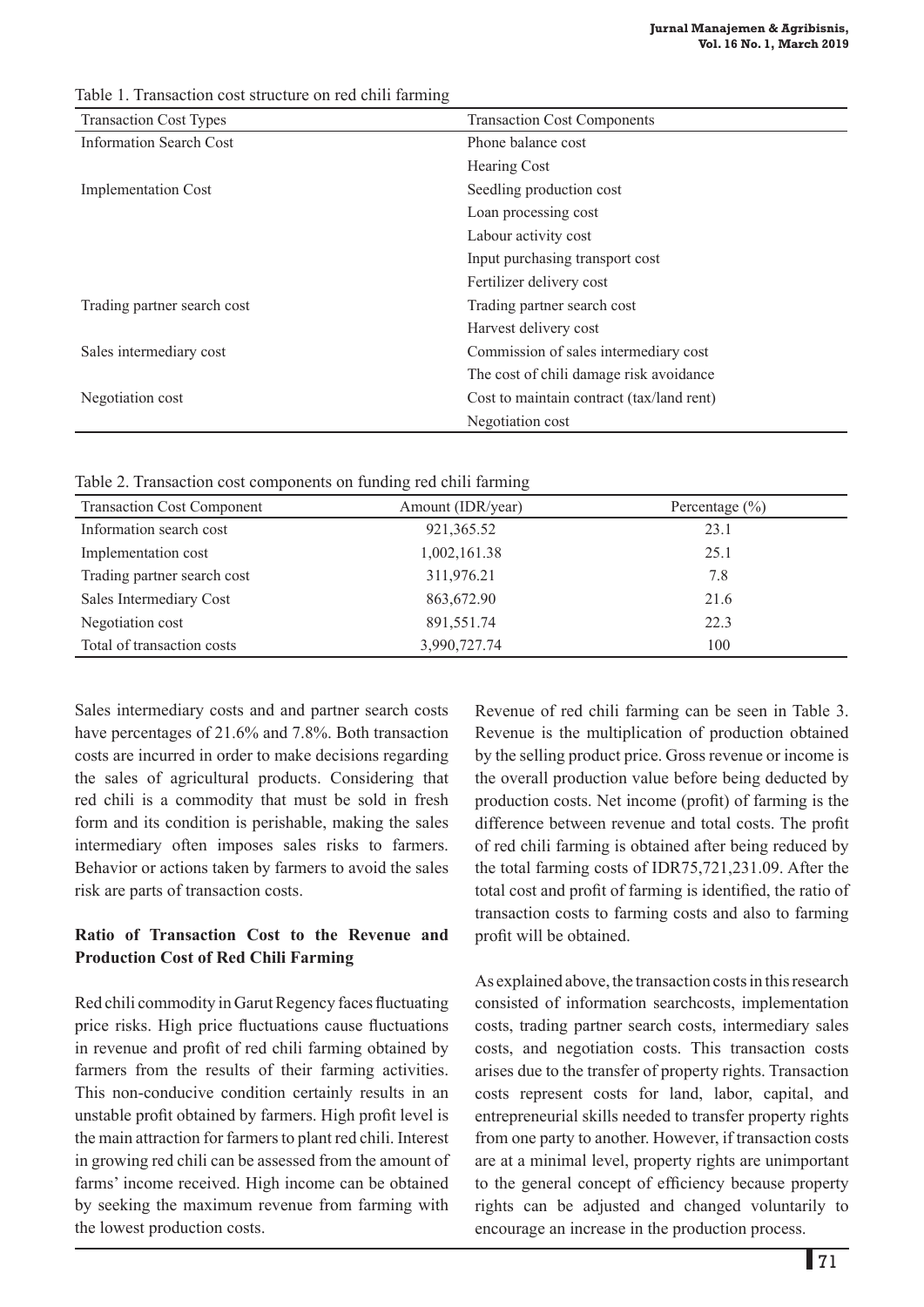Table 1. Transaction cost structure on red chili farming

| Transaction Cost Types | Transaction Cost Components |
|---|---|
| Information Search Cost | Phone balance cost |
| | Hearing Cost |
| Implementation Cost | Seedling production cost |
| | Loan processing cost |
| | Labour activity cost |
| | Input purchasing transport cost |
| | Fertilizer delivery cost |
| Trading partner search cost | Trading partner search cost |
| | Harvest delivery cost |
| Sales intermediary cost | Commission of sales intermediary cost |
| | The cost of chili damage risk avoidance |
| Negotiation cost | Cost to maintain contract (tax/land rent) |
| | Negotiation cost |

Table 2. Transaction cost components on funding red chili farming

| Transaction Cost Component | Amount (IDR/year) | Percentage (%) |
|---|---|---|
| Information search cost | 921,365.52 | 23.1 |
| Implementation cost | 1,002,161.38 | 25.1 |
| Trading partner search cost | 311,976.21 | 7.8 |
| Sales Intermediary Cost | 863,672.90 | 21.6 |
| Negotiation cost | 891,551.74 | 22.3 |
| Total of transaction costs | 3,990,727.74 | 100 |

Sales intermediary costs and and partner search costs have percentages of 21.6% and 7.8%. Both transaction costs are incurred in order to make decisions regarding the sales of agricultural products. Considering that red chili is a commodity that must be sold in fresh form and its condition is perishable, making the sales intermediary often imposes sales risks to farmers. Behavior or actions taken by farmers to avoid the sales risk are parts of transaction costs.

**Ratio of Transaction Cost to the Revenue and Production Cost of Red Chili Farming**

Red chili commodity in Garut Regency faces fluctuating price risks. High price fluctuations cause fluctuations in revenue and profit of red chili farming obtained by farmers from the results of their farming activities. This non-conducive condition certainly results in an unstable profit obtained by farmers. High profit level is the main attraction for farmers to plant red chili. Interest in growing red chili can be assessed from the amount of farms' income received. High income can be obtained by seeking the maximum revenue from farming with the lowest production costs.

Revenue of red chili farming can be seen in Table 3. Revenue is the multiplication of production obtained by the selling product price. Gross revenue or income is the overall production value before being deducted by production costs. Net income (profit) of farming is the difference between revenue and total costs. The profit of red chili farming is obtained after being reduced by the total farming costs of IDR75,721,231.09. After the total cost and profit of farming is identified, the ratio of transaction costs to farming costs and also to farming profit will be obtained.

As explained above, the transaction costs in this research consisted of information searchcosts, implementation costs, trading partner search costs, intermediary sales costs, and negotiation costs. This transaction costs arises due to the transfer of property rights. Transaction costs represent costs for land, labor, capital, and entrepreneurial skills needed to transfer property rights from one party to another. However, if transaction costs are at a minimal level, property rights are unimportant to the general concept of efficiency because property rights can be adjusted and changed voluntarily to encourage an increase in the production process.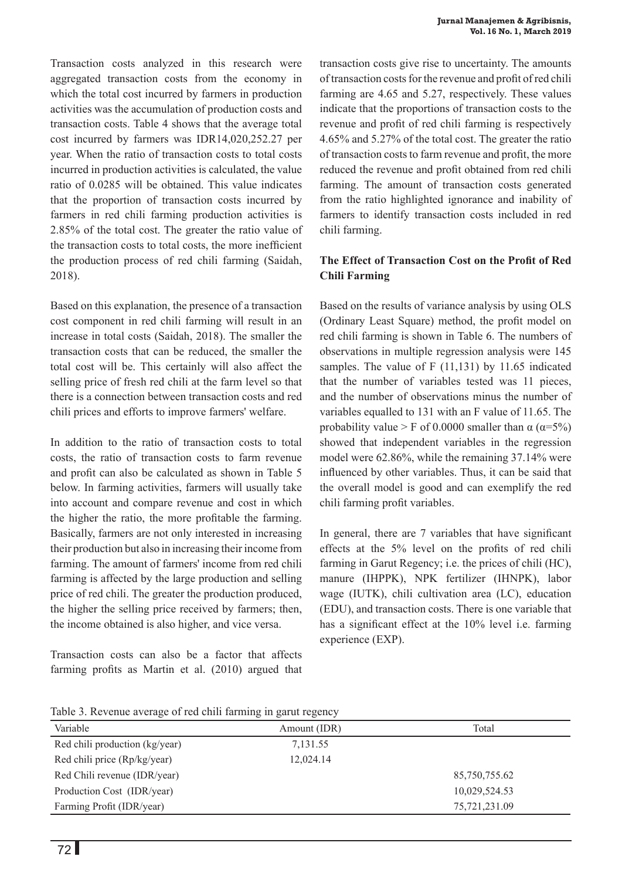Transaction costs analyzed in this research were aggregated transaction costs from the economy in which the total cost incurred by farmers in production activities was the accumulation of production costs and transaction costs. Table 4 shows that the average total cost incurred by farmers was IDR14,020,252.27 per year. When the ratio of transaction costs to total costs incurred in production activities is calculated, the value ratio of 0.0285 will be obtained. This value indicates that the proportion of transaction costs incurred by farmers in red chili farming production activities is 2.85% of the total cost. The greater the ratio value of the transaction costs to total costs, the more inefficient the production process of red chili farming (Saidah, 2018).

Based on this explanation, the presence of a transaction cost component in red chili farming will result in an increase in total costs (Saidah, 2018). The smaller the transaction costs that can be reduced, the smaller the total cost will be. This certainly will also affect the selling price of fresh red chili at the farm level so that there is a connection between transaction costs and red chili prices and efforts to improve farmers' welfare.

In addition to the ratio of transaction costs to total costs, the ratio of transaction costs to farm revenue and profit can also be calculated as shown in Table 5 below. In farming activities, farmers will usually take into account and compare revenue and cost in which the higher the ratio, the more profitable the farming. Basically, farmers are not only interested in increasing their production but also in increasing their income from farming. The amount of farmers' income from red chili farming is affected by the large production and selling price of red chili. The greater the production produced, the higher the selling price received by farmers; then, the income obtained is also higher, and vice versa.

Transaction costs can also be a factor that affects farming profits as Martin et al. (2010) argued that transaction costs give rise to uncertainty. The amounts of transaction costs for the revenue and profit of red chili farming are 4.65 and 5.27, respectively. These values indicate that the proportions of transaction costs to the revenue and profit of red chili farming is respectively 4.65% and 5.27% of the total cost. The greater the ratio of transaction costs to farm revenue and profit, the more reduced the revenue and profit obtained from red chili farming. The amount of transaction costs generated from the ratio highlighted ignorance and inability of farmers to identify transaction costs included in red chili farming.

### The Effect of Transaction Cost on the Profit of Red Chili Farming

Based on the results of variance analysis by using OLS (Ordinary Least Square) method, the profit model on red chili farming is shown in Table 6. The numbers of observations in multiple regression analysis were 145 samples. The value of F (11,131) by 11.65 indicated that the number of variables tested was 11 pieces, and the number of observations minus the number of variables equalled to 131 with an F value of 11.65. The probability value > F of 0.0000 smaller than $\alpha$ ($\alpha$=5%) showed that independent variables in the regression model were 62.86%, while the remaining 37.14% were influenced by other variables. Thus, it can be said that the overall model is good and can exemplify the red chili farming profit variables.

In general, there are 7 variables that have significant effects at the 5% level on the profits of red chili farming in Garut Regency; i.e. the prices of chili (HC), manure (IHPPK), NPK fertilizer (IHNPK), labor wage (IUTK), chili cultivation area (LC), education (EDU), and transaction costs. There is one variable that has a significant effect at the 10% level i.e. farming experience (EXP).

Table 3. Revenue average of red chili farming in garut regency

| Variable | Amount (IDR) | Total |
|---|---|---|
| Red chili production (kg/year) | 7,131.55 | |
| Red chili price (Rp/kg/year) | 12,024.14 | |
| Red Chili revenue (IDR/year) | | 85,750,755.62 |
| Production Cost (IDR/year) | | 10,029,524.53 |
| Farming Profit (IDR/year) | | 75,721,231.09 |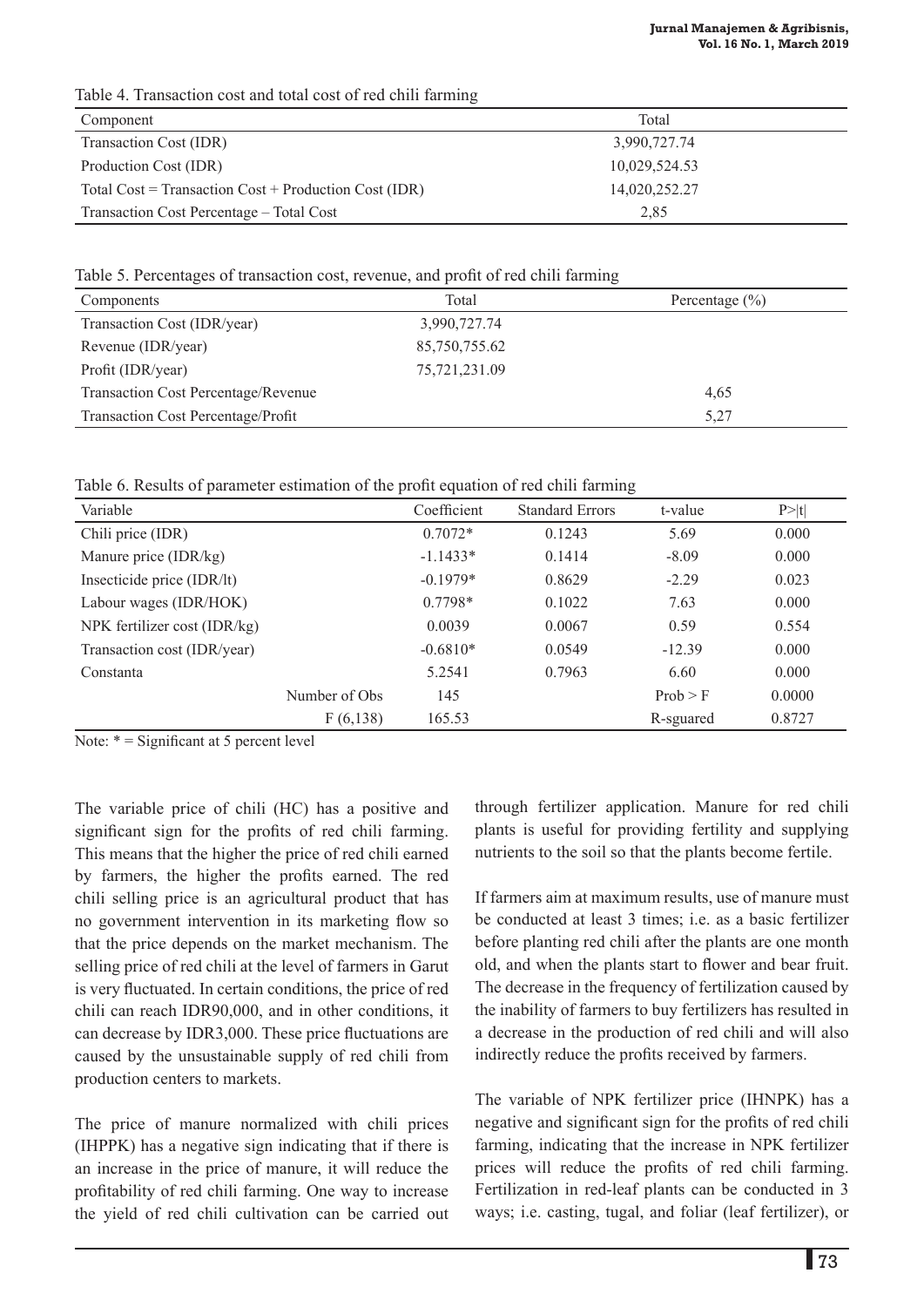Table 4. Transaction cost and total cost of red chili farming

| Component | Total |
|---|---|
| Transaction Cost (IDR) | 3,990,727.74 |
| Production Cost (IDR) | 10,029,524.53 |
| Total Cost = Transaction Cost + Production Cost (IDR) | 14,020,252.27 |
| Transaction Cost Percentage – Total Cost | 2,85 |

Table 5. Percentages of transaction cost, revenue, and profit of red chili farming

| Components | Total | Percentage (%) |
|---|---|---|
| Transaction Cost (IDR/year) | 3,990,727.74 | |
| Revenue (IDR/year) | 85,750,755.62 | |
| Profit (IDR/year) | 75,721,231.09 | |
| Transaction Cost Percentage/Revenue | | 4,65 |
| Transaction Cost Percentage/Profit | | 5,27 |

Table 6. Results of parameter estimation of the profit equation of red chili farming

| Variable | | Coefficient | Standard Errors | t-value | P>\|t\| |
|---|---|---|---|---|---|
| Chili price (IDR) | | 0.7072* | 0.1243 | 5.69 | 0.000 |
| Manure price (IDR/kg) | | -1.1433* | 0.1414 | -8.09 | 0.000 |
| Insecticide price (IDR/lt) | | -0.1979* | 0.8629 | -2.29 | 0.023 |
| Labour wages (IDR/HOK) | | 0.7798* | 0.1022 | 7.63 | 0.000 |
| NPK fertilizer cost (IDR/kg) | | 0.0039 | 0.0067 | 0.59 | 0.554 |
| Transaction cost (IDR/year) | | -0.6810* | 0.0549 | -12.39 | 0.000 |
| Constanta | | 5.2541 | 0.7963 | 6.60 | 0.000 |
| | Number of Obs | 145 | | Prob > F | 0.0000 |
| | F (6,138) | 165.53 | | R-sguared | 0.8727 |

Note: * = Significant at 5 percent level

The variable price of chili (HC) has a positive and significant sign for the profits of red chili farming. This means that the higher the price of red chili earned by farmers, the higher the profits earned. The red chili selling price is an agricultural product that has no government intervention in its marketing flow so that the price depends on the market mechanism. The selling price of red chili at the level of farmers in Garut is very fluctuated. In certain conditions, the price of red chili can reach IDR90,000, and in other conditions, it can decrease by IDR3,000. These price fluctuations are caused by the unsustainable supply of red chili from production centers to markets.

The price of manure normalized with chili prices (IHPPK) has a negative sign indicating that if there is an increase in the price of manure, it will reduce the profitability of red chili farming. One way to increase the yield of red chili cultivation can be carried out through fertilizer application. Manure for red chili plants is useful for providing fertility and supplying nutrients to the soil so that the plants become fertile.

If farmers aim at maximum results, use of manure must be conducted at least 3 times; i.e. as a basic fertilizer before planting red chili after the plants are one month old, and when the plants start to flower and bear fruit. The decrease in the frequency of fertilization caused by the inability of farmers to buy fertilizers has resulted in a decrease in the production of red chili and will also indirectly reduce the profits received by farmers.

The variable of NPK fertilizer price (IHNPK) has a negative and significant sign for the profits of red chili farming, indicating that the increase in NPK fertilizer prices will reduce the profits of red chili farming. Fertilization in red-leaf plants can be conducted in 3 ways; i.e. casting, tugal, and foliar (leaf fertilizer), or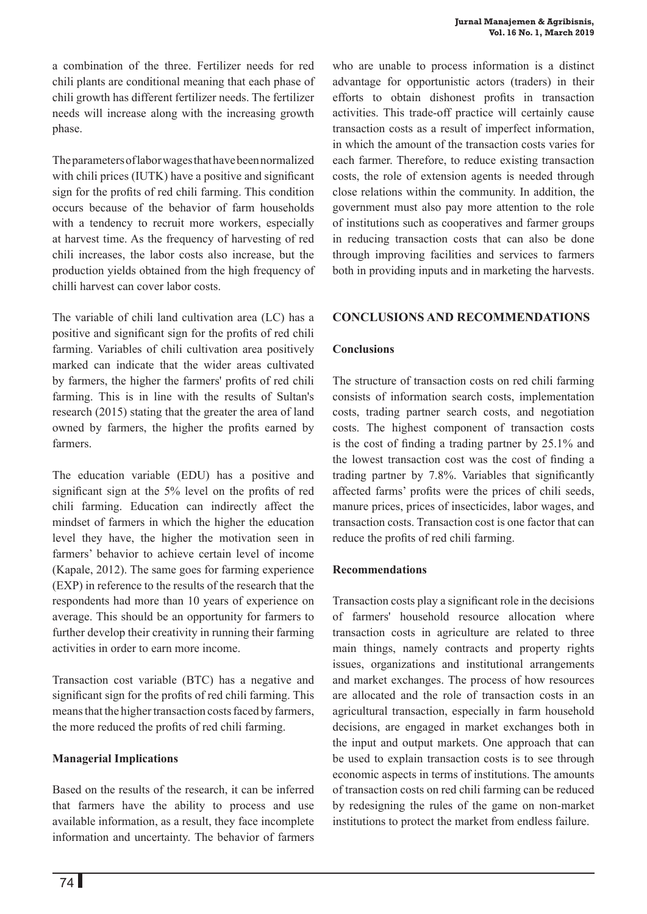a combination of the three. Fertilizer needs for red chili plants are conditional meaning that each phase of chili growth has different fertilizer needs. The fertilizer needs will increase along with the increasing growth phase.

The parameters of labor wages that have been normalized with chili prices (IUTK) have a positive and significant sign for the profits of red chili farming. This condition occurs because of the behavior of farm households with a tendency to recruit more workers, especially at harvest time. As the frequency of harvesting of red chili increases, the labor costs also increase, but the production yields obtained from the high frequency of chilli harvest can cover labor costs.

The variable of chili land cultivation area (LC) has a positive and significant sign for the profits of red chili farming. Variables of chili cultivation area positively marked can indicate that the wider areas cultivated by farmers, the higher the farmers' profits of red chili farming. This is in line with the results of Sultan's research (2015) stating that the greater the area of land owned by farmers, the higher the profits earned by farmers.

The education variable (EDU) has a positive and significant sign at the 5% level on the profits of red chili farming. Education can indirectly affect the mindset of farmers in which the higher the education level they have, the higher the motivation seen in farmers' behavior to achieve certain level of income (Kapale, 2012). The same goes for farming experience (EXP) in reference to the results of the research that the respondents had more than 10 years of experience on average. This should be an opportunity for farmers to further develop their creativity in running their farming activities in order to earn more income.

Transaction cost variable (BTC) has a negative and significant sign for the profits of red chili farming. This means that the higher transaction costs faced by farmers, the more reduced the profits of red chili farming.

### Managerial Implications

Based on the results of the research, it can be inferred that farmers have the ability to process and use available information, as a result, they face incomplete information and uncertainty. The behavior of farmers who are unable to process information is a distinct advantage for opportunistic actors (traders) in their efforts to obtain dishonest profits in transaction activities. This trade-off practice will certainly cause transaction costs as a result of imperfect information, in which the amount of the transaction costs varies for each farmer. Therefore, to reduce existing transaction costs, the role of extension agents is needed through close relations within the community. In addition, the government must also pay more attention to the role of institutions such as cooperatives and farmer groups in reducing transaction costs that can also be done through improving facilities and services to farmers both in providing inputs and in marketing the harvests.

## CONCLUSIONS AND RECOMMENDATIONS

### Conclusions

The structure of transaction costs on red chili farming consists of information search costs, implementation costs, trading partner search costs, and negotiation costs. The highest component of transaction costs is the cost of finding a trading partner by 25.1% and the lowest transaction cost was the cost of finding a trading partner by 7.8%. Variables that significantly affected farms' profits were the prices of chili seeds, manure prices, prices of insecticides, labor wages, and transaction costs. Transaction cost is one factor that can reduce the profits of red chili farming.

### Recommendations

Transaction costs play a significant role in the decisions of farmers' household resource allocation where transaction costs in agriculture are related to three main things, namely contracts and property rights issues, organizations and institutional arrangements and market exchanges. The process of how resources are allocated and the role of transaction costs in an agricultural transaction, especially in farm household decisions, are engaged in market exchanges both in the input and output markets. One approach that can be used to explain transaction costs is to see through economic aspects in terms of institutions. The amounts of transaction costs on red chili farming can be reduced by redesigning the rules of the game on non-market institutions to protect the market from endless failure.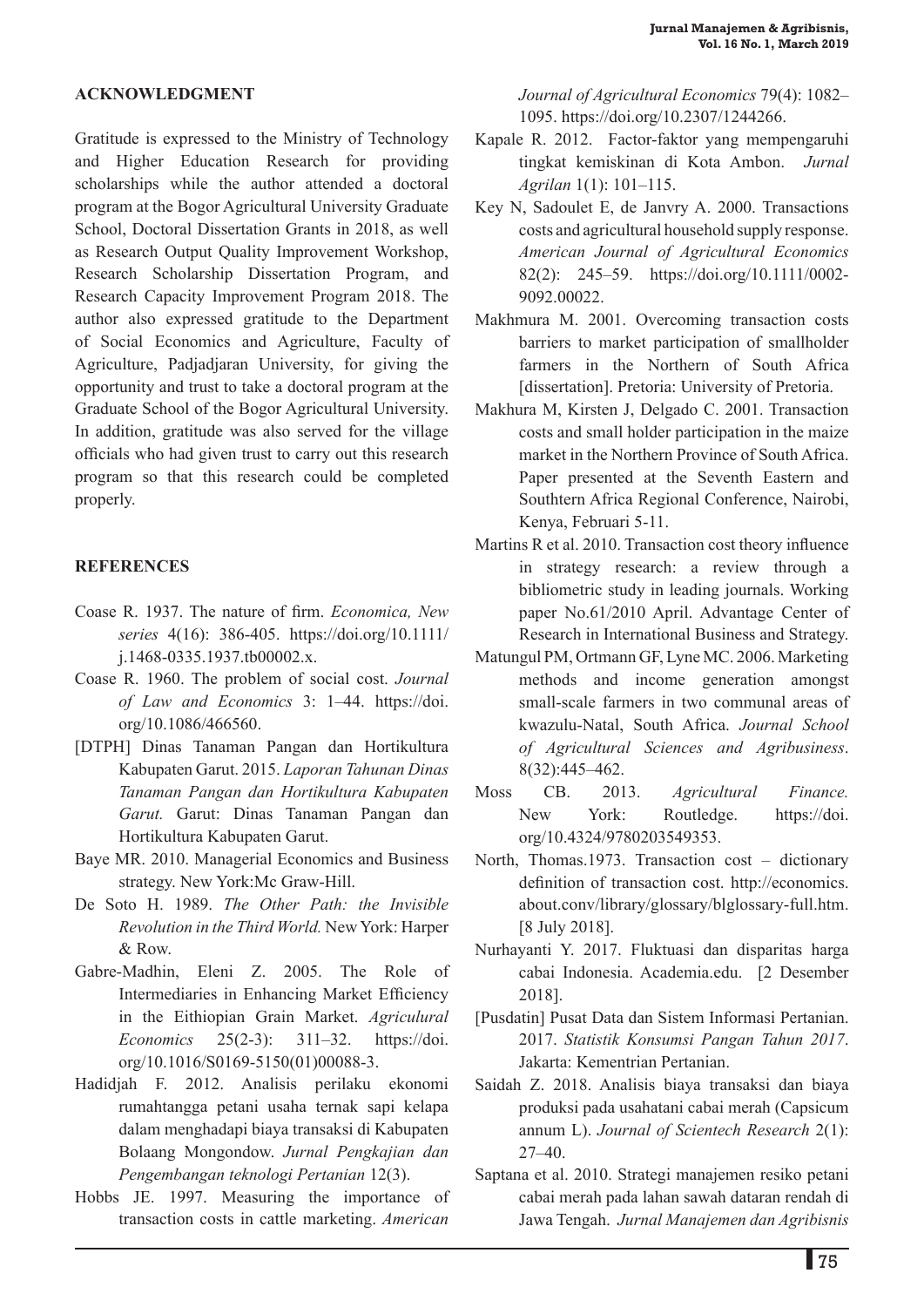## ACKNOWLEDGMENT

Gratitude is expressed to the Ministry of Technology and Higher Education Research for providing scholarships while the author attended a doctoral program at the Bogor Agricultural University Graduate School, Doctoral Dissertation Grants in 2018, as well as Research Output Quality Improvement Workshop, Research Scholarship Dissertation Program, and Research Capacity Improvement Program 2018. The author also expressed gratitude to the Department of Social Economics and Agriculture, Faculty of Agriculture, Padjadjaran University, for giving the opportunity and trust to take a doctoral program at the Graduate School of the Bogor Agricultural University. In addition, gratitude was also served for the village officials who had given trust to carry out this research program so that this research could be completed properly.

## REFERENCES

Coase R. 1937. The nature of firm. *Economica, New series* 4(16): 386-405. https://doi.org/10.1111/j.1468-0335.1937.tb00002.x.

Coase R. 1960. The problem of social cost. *Journal of Law and Economics* 3: 1–44. https://doi.org/10.1086/466560.

[DTPH] Dinas Tanaman Pangan dan Hortikultura Kabupaten Garut. 2015. *Laporan Tahunan Dinas Tanaman Pangan dan Hortikultura Kabupaten Garut.* Garut: Dinas Tanaman Pangan dan Hortikultura Kabupaten Garut.

Baye MR. 2010. Managerial Economics and Business strategy. New York:Mc Graw-Hill.

De Soto H. 1989. *The Other Path: the Invisible Revolution in the Third World.* New York: Harper & Row.

Gabre-Madhin, Eleni Z. 2005. The Role of Intermediaries in Enhancing Market Efficiency in the Eithiopian Grain Market. *Agricultural Economics* 25(2-3): 311–32. https://doi.org/10.1016/S0169-5150(01)00088-3.

Hadidjah F. 2012. Analisis perilaku ekonomi rumahtangga petani usaha ternak sapi kelapa dalam menghadapi biaya transaksi di Kabupaten Bolaang Mongondow. *Jurnal Pengkajian dan Pengembangan teknologi Pertanian* 12(3).

Hobbs JE. 1997. Measuring the importance of transaction costs in cattle marketing. *American Journal of Agricultural Economics* 79(4): 1082–1095. https://doi.org/10.2307/1244266.

Kapale R. 2012. Factor-faktor yang mempengaruhi tingkat kemiskinan di Kota Ambon. *Jurnal Agrilan* 1(1): 101–115.

Key N, Sadoulet E, de Janvry A. 2000. Transactions costs and agricultural household supply response. *American Journal of Agricultural Economics* 82(2): 245–59. https://doi.org/10.1111/0002-9092.00022.

Makhmura M. 2001. Overcoming transaction costs barriers to market participation of smallholder farmers in the Northern of South Africa [dissertation]. Pretoria: University of Pretoria.

Makhura M, Kirsten J, Delgado C. 2001. Transaction costs and small holder participation in the maize market in the Northern Province of South Africa. Paper presented at the Seventh Eastern and Southtern Africa Regional Conference, Nairobi, Kenya, Februari 5-11.

Martins R et al. 2010. Transaction cost theory influence in strategy research: a review through a bibliometric study in leading journals. Working paper No.61/2010 April. Advantage Center of Research in International Business and Strategy.

Matungul PM, Ortmann GF, Lyne MC. 2006. Marketing methods and income generation amongst small-scale farmers in two communal areas of kwazulu-Natal, South Africa. *Journal School of Agricultural Sciences and Agribusiness*. 8(32):445–462.

Moss CB. 2013. *Agricultural Finance.* New York: Routledge. https://doi.org/10.4324/9780203549353.

North, Thomas.1973. Transaction cost – dictionary definition of transaction cost. http://economics.about.conv/library/glossary/blglossary-full.htm. [8 July 2018].

Nurhayanti Y. 2017. Fluktuasi dan disparitas harga cabai Indonesia. Academia.edu. [2 Desember 2018].

[Pusdatin] Pusat Data dan Sistem Informasi Pertanian. 2017. *Statistik Konsumsi Pangan Tahun 2017*. Jakarta: Kementrian Pertanian.

Saidah Z. 2018. Analisis biaya transaksi dan biaya produksi pada usahatani cabai merah (Capsicum annum L). *Journal of Scientech Research* 2(1): 27–40.

Saptana et al. 2010. Strategi manajemen resiko petani cabai merah pada lahan sawah dataran rendah di Jawa Tengah. *Jurnal Manajemen dan Agribisnis*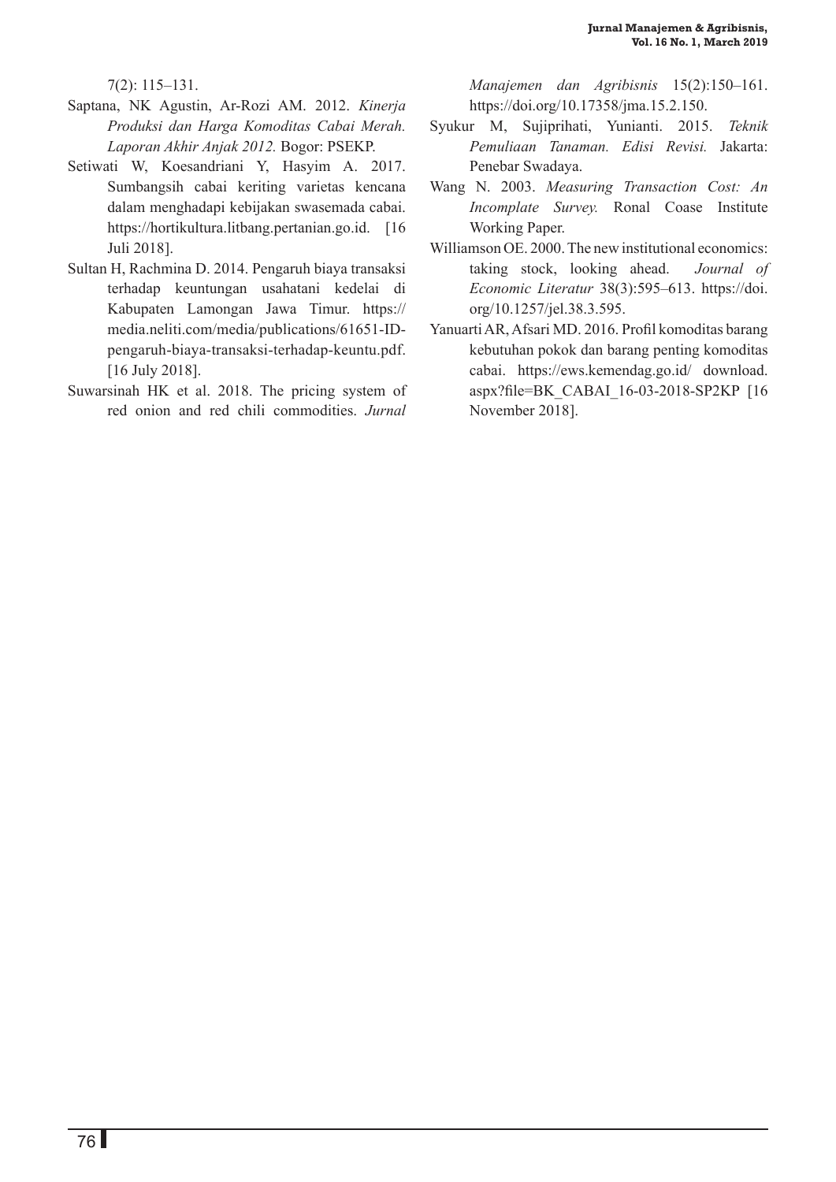7(2): 115–131.

Saptana, NK Agustin, Ar-Rozi AM. 2012. *Kinerja Produksi dan Harga Komoditas Cabai Merah. Laporan Akhir Anjak 2012.* Bogor: PSEKP.

Setiwati W, Koesandriani Y, Hasyim A. 2017. Sumbangsih cabai keriting varietas kencana dalam menghadapi kebijakan swasemada cabai. https://hortikultura.litbang.pertanian.go.id. [16 Juli 2018].

Sultan H, Rachmina D. 2014. Pengaruh biaya transaksi terhadap keuntungan usahatani kedelai di Kabupaten Lamongan Jawa Timur. https://media.neliti.com/media/publications/61651-ID-pengaruh-biaya-transaksi-terhadap-keuntu.pdf. [16 July 2018].

Suwarsinah HK et al. 2018. The pricing system of red onion and red chili commodities. *Jurnal Manajemen dan Agribisnis* 15(2):150–161. https://doi.org/10.17358/jma.15.2.150.

Syukur M, Sujiprihati, Yunianti. 2015. *Teknik Pemuliaan Tanaman. Edisi Revisi.* Jakarta: Penebar Swadaya.

Wang N. 2003. *Measuring Transaction Cost: An Incomplate Survey.* Ronal Coase Institute Working Paper.

Williamson OE. 2000. The new institutional economics: taking stock, looking ahead. *Journal of Economic Literatur* 38(3):595–613. https://doi.org/10.1257/jel.38.3.595.

Yanuarti AR, Afsari MD. 2016. Profil komoditas barang kebutuhan pokok dan barang penting komoditas cabai. https://ews.kemendag.go.id/ download.aspx?file=BK_CABAI_16-03-2018-SP2KP [16 November 2018].